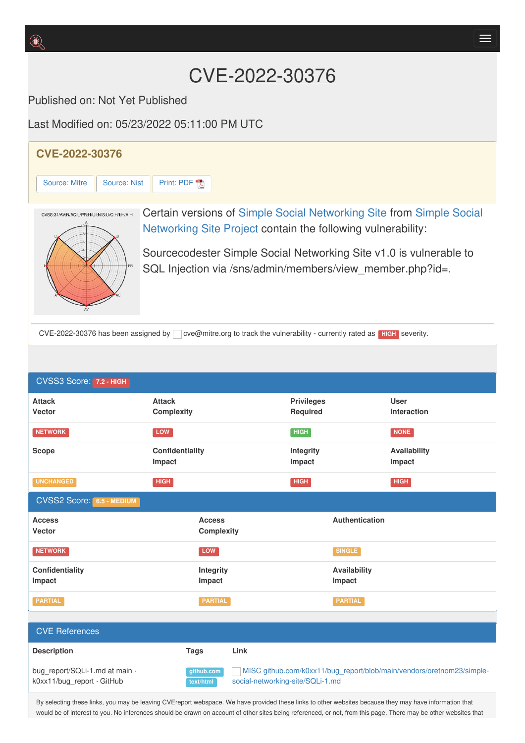# CVE-2022-30376

Published on: Not Yet Published

Last Modified on: 05/23/2022 05:11:00 PM UTC

## CVE-2022-30376

Source: Mitre | Source: Nist | Print: PDF

Certain versions of Simple Social Networking Site from Simple Social Networking Site Project contain the following vulnerability:

Sourcecodester Simple Social Networking Site v1.0 is vulnerable to SQL Injection via /sns/admin/members/view_member.php?id=.

CVE-2022-30376 has been assigned by cve@mitre.org to track the vulnerability - currently rated as HIGH severity.

## CVSS3 Score: 7.2 - HIGH

| Attack Vector | Attack Complexity | Privileges Required | User Interaction |
|---|---|---|---|
| NETWORK | LOW | HIGH | NONE |
| **Scope** | **Confidentiality Impact** | **Integrity Impact** | **Availability Impact** |
| UNCHANGED | HIGH | HIGH | HIGH |

## CVSS2 Score: 6.5 - MEDIUM

| Access Vector | Access Complexity | Authentication |
|---|---|---|
| NETWORK | LOW | SINGLE |
| **Confidentiality Impact** | **Integrity Impact** | **Availability Impact** |
| PARTIAL | PARTIAL | PARTIAL |

## CVE References

| Description | Tags | Link |
|---|---|---|
| bug_report/SQLi-1.md at main · k0xx11/bug_report · GitHub | github.com text/html | MISC github.com/k0xx11/bug_report/blob/main/vendors/oretnom23/simple-social-networking-site/SQLi-1.md |

By selecting these links, you may be leaving CVEreport webspace. We have provided these links to other websites because they may have information that would be of interest to you. No inferences should be drawn on account of other sites being referenced, or not, from this page. There may be other websites that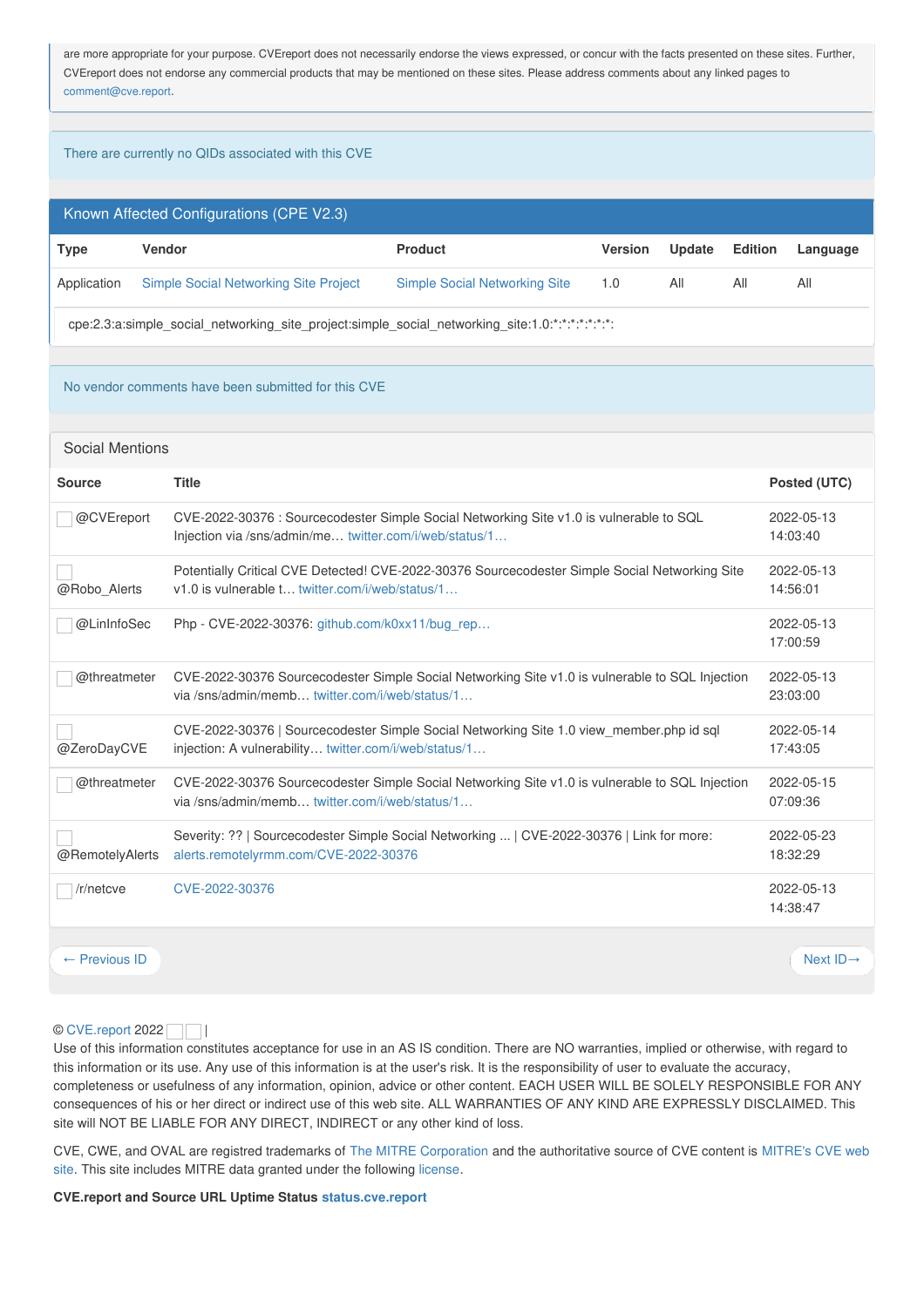are more appropriate for your purpose. CVEreport does not necessarily endorse the views expressed, or concur with the facts presented on these sites. Further, CVEreport does not endorse any commercial products that may be mentioned on these sites. Please address comments about any linked pages to comment@cve.report.

There are currently no QIDs associated with this CVE

## Known Affected Configurations (CPE V2.3)

| Type | Vendor | Product | Version | Update | Edition | Language |
|---|---|---|---|---|---|---|
| Application | Simple Social Networking Site Project | Simple Social Networking Site | 1.0 | All | All | All |

cpe:2.3:a:simple_social_networking_site_project:simple_social_networking_site:1.0:*:*:*:*:*:*:*:

No vendor comments have been submitted for this CVE

## Social Mentions

| Source | Title | Posted (UTC) |
|---|---|---|
| @CVEreport | CVE-2022-30376 : Sourcecodester Simple Social Networking Site v1.0 is vulnerable to SQL Injection via /sns/admin/me… twitter.com/i/web/status/1… | 2022-05-13 14:03:40 |
| @Robo_Alerts | Potentially Critical CVE Detected! CVE-2022-30376 Sourcecodester Simple Social Networking Site v1.0 is vulnerable t… twitter.com/i/web/status/1… | 2022-05-13 14:56:01 |
| @LinInfoSec | Php - CVE-2022-30376: github.com/k0xx11/bug_rep… | 2022-05-13 17:00:59 |
| @threatmeter | CVE-2022-30376 Sourcecodester Simple Social Networking Site v1.0 is vulnerable to SQL Injection via /sns/admin/memb… twitter.com/i/web/status/1… | 2022-05-13 23:03:00 |
| @ZeroDayCVE | CVE-2022-30376 \| Sourcecodester Simple Social Networking Site 1.0 view_member.php id sql injection: A vulnerability… twitter.com/i/web/status/1… | 2022-05-14 17:43:05 |
| @threatmeter | CVE-2022-30376 Sourcecodester Simple Social Networking Site v1.0 is vulnerable to SQL Injection via /sns/admin/memb… twitter.com/i/web/status/1… | 2022-05-15 07:09:36 |
| @RemotelyAlerts | Severity: ?? \| Sourcecodester Simple Social Networking ... \| CVE-2022-30376 \| Link for more: alerts.remotelyrmm.com/CVE-2022-30376 | 2022-05-23 18:32:29 |
| /r/netcve | CVE-2022-30376 | 2022-05-13 14:38:47 |

← Previous ID    Next ID→

© CVE.report 2022 |

Use of this information constitutes acceptance for use in an AS IS condition. There are NO warranties, implied or otherwise, with regard to this information or its use. Any use of this information is at the user's risk. It is the responsibility of user to evaluate the accuracy, completeness or usefulness of any information, opinion, advice or other content. EACH USER WILL BE SOLELY RESPONSIBLE FOR ANY consequences of his or her direct or indirect use of this web site. ALL WARRANTIES OF ANY KIND ARE EXPRESSLY DISCLAIMED. This site will NOT BE LIABLE FOR ANY DIRECT, INDIRECT or any other kind of loss.

CVE, CWE, and OVAL are registred trademarks of The MITRE Corporation and the authoritative source of CVE content is MITRE's CVE web site. This site includes MITRE data granted under the following license.

**CVE.report and Source URL Uptime Status status.cve.report**